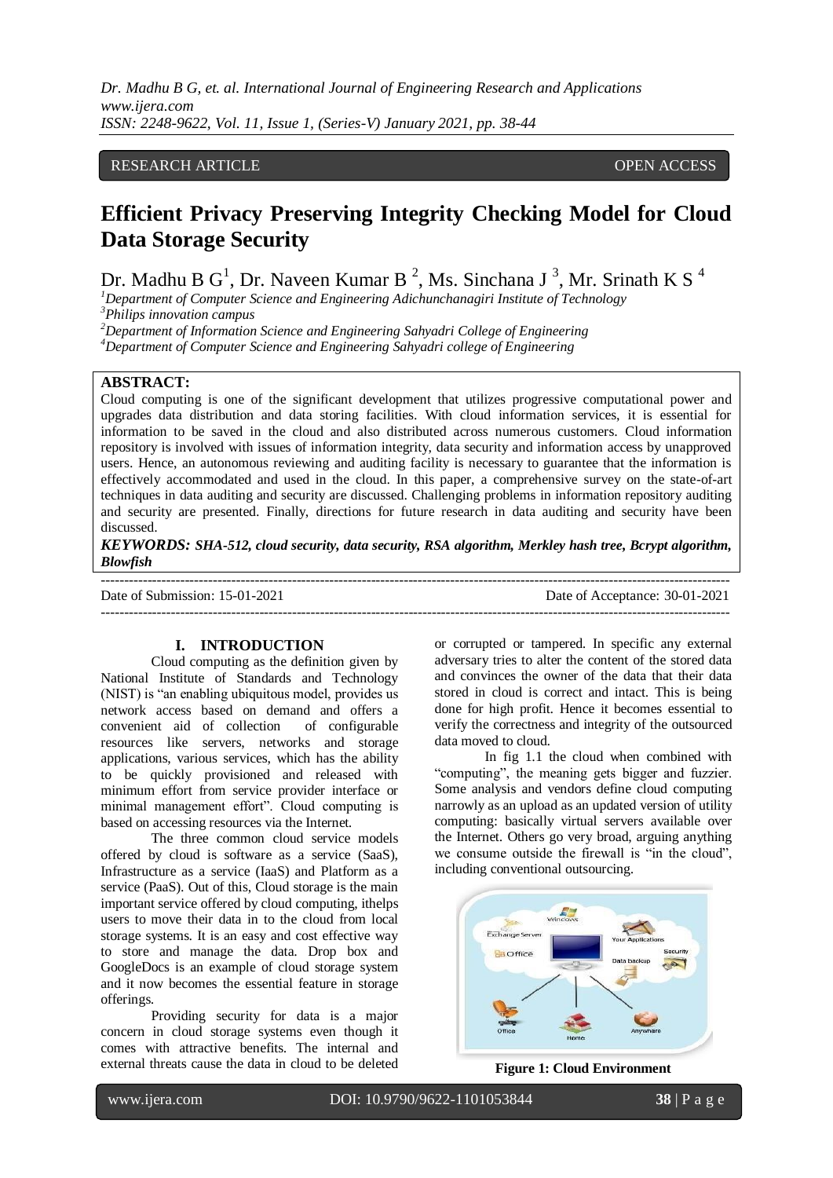RESEARCH ARTICLE OPEN ACCESS

# Efficient Privacy Preserving Integrity Checking Model for Cloud Data Storage Security

Dr. Madhu B G[1], Dr. Naveen Kumar B [2], Ms. Sinchana J [3], Mr. Srinath K S [4]

[1]Department of Computer Science and Engineering Adichunchanagiri Institute of Technology
[3]Philips innovation campus
[2]Department of Information Science and Engineering Sahyadri College of Engineering
[4]Department of Computer Science and Engineering Sahyadri college of Engineering

**ABSTRACT:**
Cloud computing is one of the significant development that utilizes progressive computational power and upgrades data distribution and data storing facilities. With cloud information services, it is essential for information to be saved in the cloud and also distributed across numerous customers. Cloud information repository is involved with issues of information integrity, data security and information access by unapproved users. Hence, an autonomous reviewing and auditing facility is necessary to guarantee that the information is effectively accommodated and used in the cloud. In this paper, a comprehensive survey on the state-of-art techniques in data auditing and security are discussed. Challenging problems in information repository auditing and security are presented. Finally, directions for future research in data auditing and security have been discussed.

***KEYWORDS: SHA-512, cloud security, data security, RSA algorithm, Merkley hash tree, Bcrypt algorithm, Blowfish***

---

Date of Submission: 15-01-2021 Date of Acceptance: 30-01-2021

---

## I. INTRODUCTION

Cloud computing as the definition given by National Institute of Standards and Technology (NIST) is "an enabling ubiquitous model, provides us network access based on demand and offers a convenient aid of collection of configurable resources like servers, networks and storage applications, various services, which has the ability to be quickly provisioned and released with minimum effort from service provider interface or minimal management effort". Cloud computing is based on accessing resources via the Internet.

The three common cloud service models offered by cloud is software as a service (SaaS), Infrastructure as a service (IaaS) and Platform as a service (PaaS). Out of this, Cloud storage is the main important service offered by cloud computing, ithelps users to move their data in to the cloud from local storage systems. It is an easy and cost effective way to store and manage the data. Drop box and GoogleDocs is an example of cloud storage system and it now becomes the essential feature in storage offerings.

Providing security for data is a major concern in cloud storage systems even though it comes with attractive benefits. The internal and external threats cause the data in cloud to be deleted or corrupted or tampered. In specific any external adversary tries to alter the content of the stored data and convinces the owner of the data that their data stored in cloud is correct and intact. This is being done for high profit. Hence it becomes essential to verify the correctness and integrity of the outsourced data moved to cloud.

In fig 1.1 the cloud when combined with "computing", the meaning gets bigger and fuzzier. Some analysis and vendors define cloud computing narrowly as an upload as an updated version of utility computing: basically virtual servers available over the Internet. Others go very broad, arguing anything we consume outside the firewall is "in the cloud", including conventional outsourcing.

**Figure 1: Cloud Environment**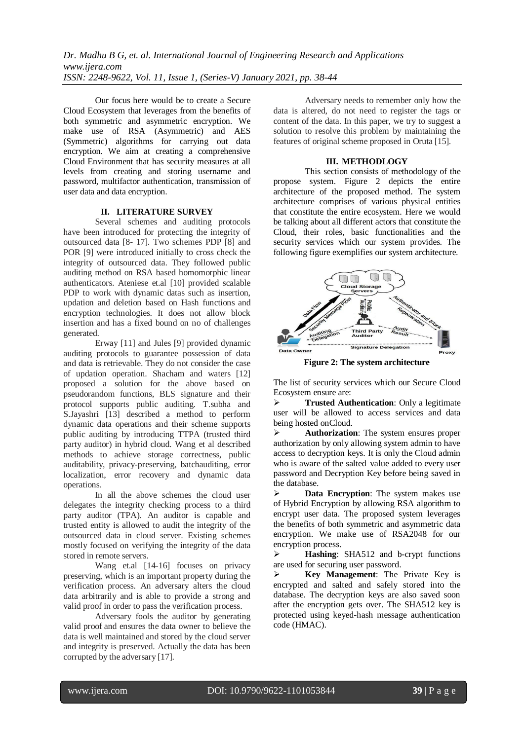Our focus here would be to create a Secure Cloud Ecosystem that leverages from the benefits of both symmetric and asymmetric encryption. We make use of RSA (Asymmetric) and AES (Symmetric) algorithms for carrying out data encryption. We aim at creating a comprehensive Cloud Environment that has security measures at all levels from creating and storing username and password, multifactor authentication, transmission of user data and data encryption.

## II. LITERATURE SURVEY

Several schemes and auditing protocols have been introduced for protecting the integrity of outsourced data [8- 17]. Two schemes PDP [8] and POR [9] were introduced initially to cross check the integrity of outsourced data. They followed public auditing method on RSA based homomorphic linear authenticators. Ateniese et.al [10] provided scalable PDP to work with dynamic datas such as insertion, updation and deletion based on Hash functions and encryption technologies. It does not allow block insertion and has a fixed bound on no of challenges generated.

Erway [11] and Jules [9] provided dynamic auditing protocols to guarantee possession of data and data is retrievable. They do not consider the case of updation operation. Shacham and waters [12] proposed a solution for the above based on pseudorandom functions, BLS signature and their protocol supports public auditing. T.subha and S.Jayashri [13] described a method to perform dynamic data operations and their scheme supports public auditing by introducing TTPA (trusted third party auditor) in hybrid cloud. Wang et al described methods to achieve storage correctness, public auditability, privacy-preserving, batchauditing, error localization, error recovery and dynamic data operations.

In all the above schemes the cloud user delegates the integrity checking process to a third party auditor (TPA). An auditor is capable and trusted entity is allowed to audit the integrity of the outsourced data in cloud server. Existing schemes mostly focused on verifying the integrity of the data stored in remote servers.

Wang et.al [14-16] focuses on privacy preserving, which is an important property during the verification process. An adversary alters the cloud data arbitrarily and is able to provide a strong and valid proof in order to pass the verification process.

Adversary fools the auditor by generating valid proof and ensures the data owner to believe the data is well maintained and stored by the cloud server and integrity is preserved. Actually the data has been corrupted by the adversary [17].

Adversary needs to remember only how the data is altered, do not need to register the tags or content of the data. In this paper, we try to suggest a solution to resolve this problem by maintaining the features of original scheme proposed in Oruta [15].

## III. METHODLOGY

This section consists of methodology of the propose system. Figure 2 depicts the entire architecture of the proposed method. The system architecture comprises of various physical entities that constitute the entire ecosystem. Here we would be talking about all different actors that constitute the Cloud, their roles, basic functionalities and the security services which our system provides. The following figure exemplifies our system architecture.

**Figure 2: The system architecture**

The list of security services which our Secure Cloud Ecosystem ensure are:

- **Trusted Authentication**: Only a legitimate user will be allowed to access services and data being hosted onCloud.
- **Authorization**: The system ensures proper authorization by only allowing system admin to have access to decryption keys. It is only the Cloud admin who is aware of the salted value added to every user password and Decryption Key before being saved in the database.
- **Data Encryption**: The system makes use of Hybrid Encryption by allowing RSA algorithm to encrypt user data. The proposed system leverages the benefits of both symmetric and asymmetric data encryption. We make use of RSA2048 for our encryption process.
- **Hashing**: SHA512 and b-crypt functions are used for securing user password.
- **Key Management**: The Private Key is encrypted and salted and safely stored into the database. The decryption keys are also saved soon after the encryption gets over. The SHA512 key is protected using keyed-hash message authentication code (HMAC).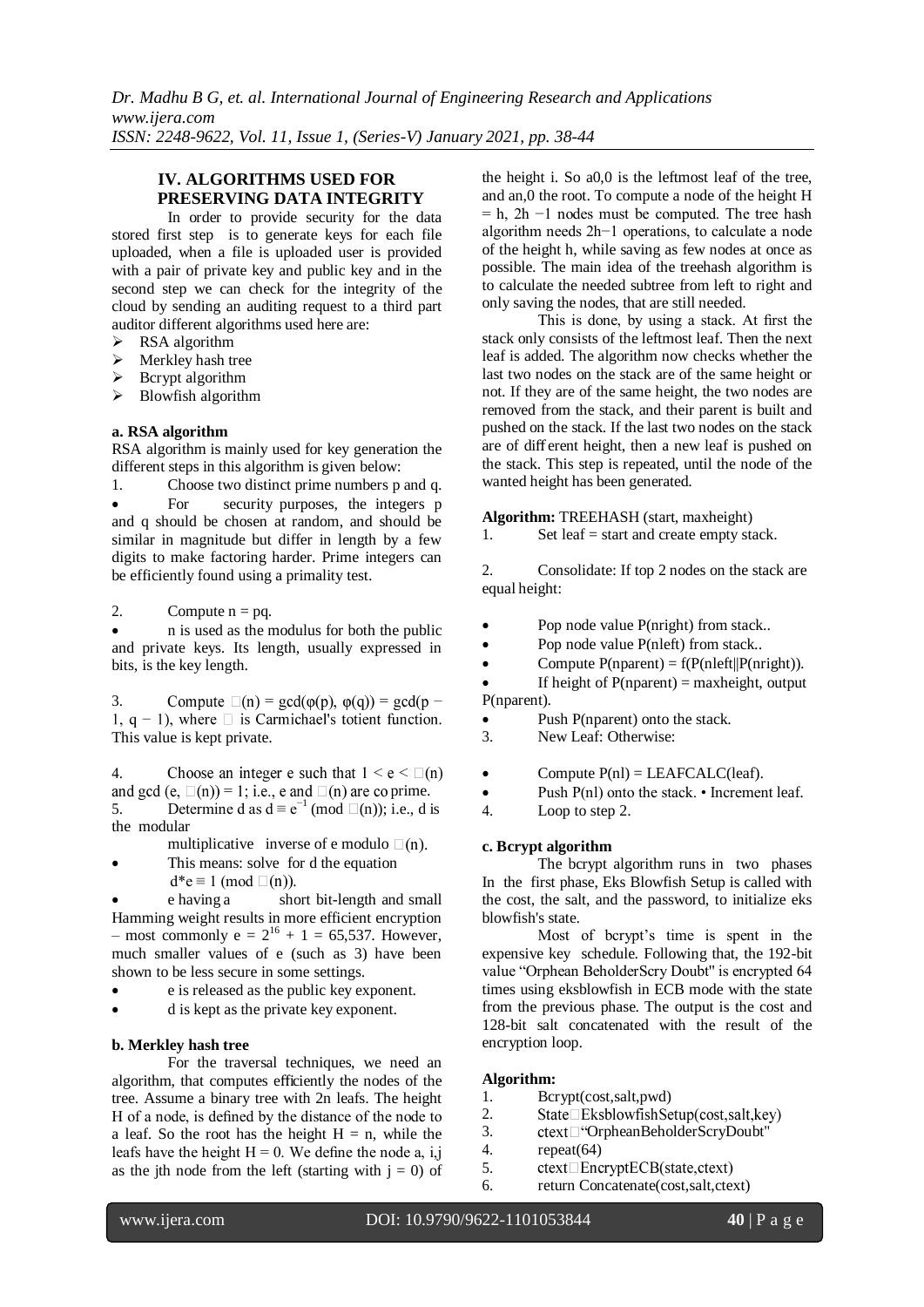## IV. ALGORITHMS USED FOR PRESERVING DATA INTEGRITY

In order to provide security for the data stored first step is to generate keys for each file uploaded, when a file is uploaded user is provided with a pair of private key and public key and in the second step we can check for the integrity of the cloud by sending an auditing request to a third part auditor different algorithms used here are:

- RSA algorithm
- Merkley hash tree
- Bcrypt algorithm
- Blowfish algorithm

### a. RSA algorithm

RSA algorithm is mainly used for key generation the different steps in this algorithm is given below:

1. Choose two distinct prime numbers p and q.

- For security purposes, the integers p and q should be chosen at random, and should be similar in magnitude but differ in length by a few digits to make factoring harder. Prime integers can be efficiently found using a primality test.

2. Compute n = pq.

- n is used as the modulus for both the public and private keys. Its length, usually expressed in bits, is the key length.

3. Compute $\lambda(n) = \gcd(\varphi(p), \varphi(q)) = \gcd(p - 1, q - 1)$, where $\lambda$ is Carmichael's totient function. This value is kept private.

4. Choose an integer e such that $1 < e < \lambda(n)$ and $\gcd(e, \lambda(n)) = 1$; i.e., e and $\lambda(n)$ are co prime.
5. Determine d as $d \equiv e^{-1} \pmod{\lambda(n)}$; i.e., d is the modular multiplicative inverse of e modulo $\lambda(n)$.

- This means: solve for d the equation $d{*}e \equiv 1 \pmod{\lambda(n)}$.
- e having a short bit-length and small Hamming weight results in more efficient encryption – most commonly $e = 2^{16} + 1 = 65{,}537$. However, much smaller values of e (such as 3) have been shown to be less secure in some settings.
- e is released as the public key exponent.
- d is kept as the private key exponent.

### b. Merkley hash tree

For the traversal techniques, we need an algorithm, that computes efficiently the nodes of the tree. Assume a binary tree with 2n leafs. The height H of a node, is defined by the distance of the node to a leaf. So the root has the height H = n, while the leafs have the height H = 0. We define the node a, i,j as the jth node from the left (starting with j = 0) of the height i. So a0,0 is the leftmost leaf of the tree, and an,0 the root. To compute a node of the height H = h, 2h −1 nodes must be computed. The tree hash algorithm needs 2h−1 operations, to calculate a node of the height h, while saving as few nodes at once as possible. The main idea of the treehash algorithm is to calculate the needed subtree from left to right and only saving the nodes, that are still needed.

This is done, by using a stack. At first the stack only consists of the leftmost leaf. Then the next leaf is added. The algorithm now checks whether the last two nodes on the stack are of the same height or not. If they are of the same height, the two nodes are removed from the stack, and their parent is built and pushed on the stack. If the last two nodes on the stack are of different height, then a new leaf is pushed on the stack. This step is repeated, until the node of the wanted height has been generated.

**Algorithm:** TREEHASH (start, maxheight)

1. Set leaf = start and create empty stack.

2. Consolidate: If top 2 nodes on the stack are equal height:

- Pop node value P(nright) from stack..
- Pop node value P(nleft) from stack..
- Compute P(nparent) = f(P(nleft)||P(nright)).
- If height of P(nparent) = maxheight, output P(nparent).
- Push P(nparent) onto the stack.

3. New Leaf: Otherwise:

- Compute P(nl) = LEAFCALC(leaf).
- Push P(nl) onto the stack. • Increment leaf.

4. Loop to step 2.

### c. Bcrypt algorithm

The bcrypt algorithm runs in two phases In the first phase, Eks Blowfish Setup is called with the cost, the salt, and the password, to initialize eks blowfish's state.

Most of bcrypt's time is spent in the expensive key schedule. Following that, the 192-bit value "Orphean BeholderScry Doubt" is encrypted 64 times using eksblowfish in ECB mode with the state from the previous phase. The output is the cost and 128-bit salt concatenated with the result of the encryption loop.

**Algorithm:**

1. Bcrypt(cost,salt,pwd)
2. State←EksblowfishSetup(cost,salt,key)
3. ctext←"OrpheanBeholderScryDoubt"
4. repeat(64)
5. ctext←EncryptECB(state,ctext)
6. return Concatenate(cost,salt,ctext)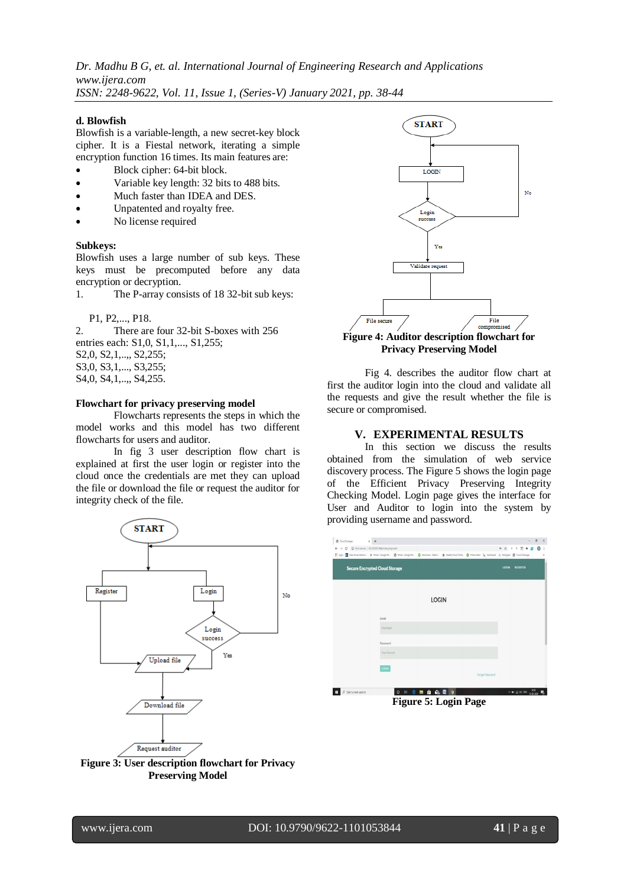### d. Blowfish

Blowfish is a variable-length, a new secret-key block cipher. It is a Fiestal network, iterating a simple encryption function 16 times. Its main features are:

- Block cipher: 64-bit block.
- Variable key length: 32 bits to 488 bits.
- Much faster than IDEA and DES.
- Unpatented and royalty free.
- No license required

**Subkeys:**

Blowfish uses a large number of sub keys. These keys must be precomputed before any data encryption or decryption.

1. The P-array consists of 18 32-bit sub keys:

   P1, P2,..., P18.

2. There are four 32-bit S-boxes with 256 entries each: S1,0, S1,1,..., S1,255;
S2,0, S2,1,..,, S2,255;
S3,0, S3,1,...., S3,255;
S4,0, S4,1,..,, S4,255.

**Flowchart for privacy preserving model**

Flowcharts represents the steps in which the model works and this model has two different flowcharts for users and auditor.

In fig 3 user description flow chart is explained at first the user login or register into the cloud once the credentials are met they can upload the file or download the file or request the auditor for integrity check of the file.

**Figure 3: User description flowchart for Privacy Preserving Model**

**Figure 4: Auditor description flowchart for Privacy Preserving Model**

Fig 4. describes the auditor flow chart at first the auditor login into the cloud and validate all the requests and give the result whether the file is secure or compromised.

## V. EXPERIMENTAL RESULTS

In this section we discuss the results obtained from the simulation of web service discovery process. The Figure 5 shows the login page of the Efficient Privacy Preserving Integrity Checking Model. Login page gives the interface for User and Auditor to login into the system by providing username and password.

**Figure 5: Login Page**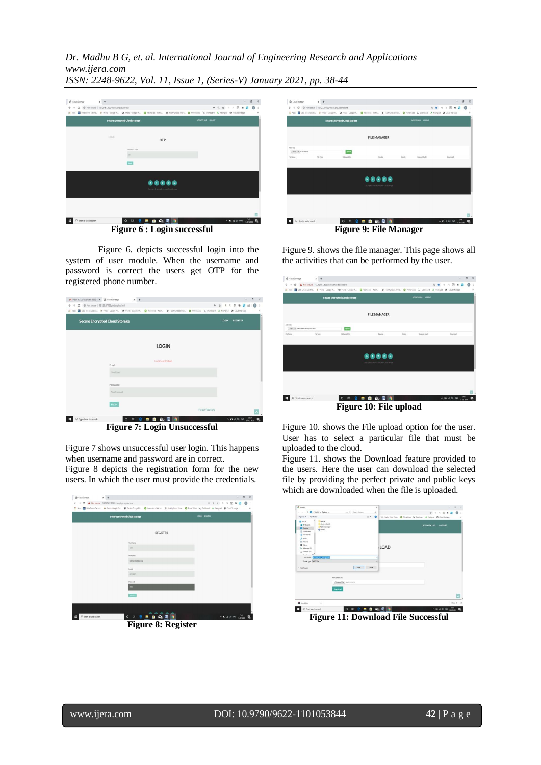**Figure 6 : Login successful**

Figure 6. depicts successful login into the system of user module. When the username and password is correct the users get OTP for the registered phone number.

**Figure 7: Login Unsuccessful**

Figure 7 shows unsuccessful user login. This happens when username and password are in correct.

Figure 8 depicts the registration form for the new users. In which the user must provide the credentials.

**Figure 8: Register**

**Figure 9: File Manager**

Figure 9. shows the file manager. This page shows all the activities that can be performed by the user.

**Figure 10: File upload**

Figure 10. shows the File upload option for the user. User has to select a particular file that must be uploaded to the cloud.

Figure 11. shows the Download feature provided to the users. Here the user can download the selected file by providing the perfect private and public keys which are downloaded when the file is uploaded.

**Figure 11: Download File Successful**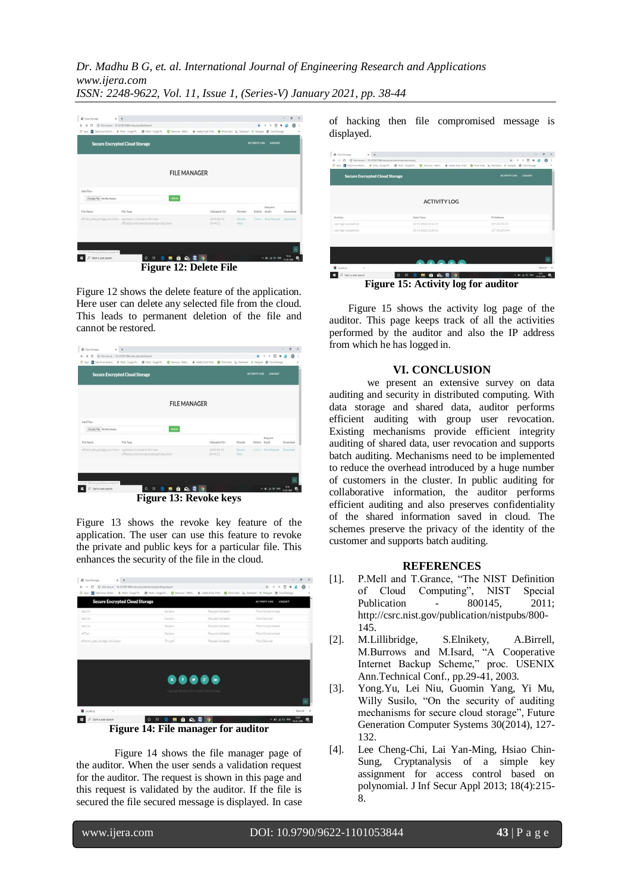**Figure 12: Delete File**

Figure 12 shows the delete feature of the application. Here user can delete any selected file from the cloud. This leads to permanent deletion of the file and cannot be restored.

**Figure 13: Revoke keys**

Figure 13 shows the revoke key feature of the application. The user can use this feature to revoke the private and public keys for a particular file. This enhances the security of the file in the cloud.

**Figure 14: File manager for auditor**

Figure 14 shows the file manager page of the auditor. When the user sends a validation request for the auditor. The request is shown in this page and this request is validated by the auditor. If the file is secured the file secured message is displayed. In case of hacking then file compromised message is displayed.

**Figure 15: Activity log for auditor**

Figure 15 shows the activity log page of the auditor. This page keeps track of all the activities performed by the auditor and also the IP address from which he has logged in.

## VI. CONCLUSION

we present an extensive survey on data auditing and security in distributed computing. With data storage and shared data, auditor performs efficient auditing with group user revocation. Existing mechanisms provide efficient integrity auditing of shared data, user revocation and supports batch auditing. Mechanisms need to be implemented to reduce the overhead introduced by a huge number of customers in the cluster. In public auditing for collaborative information, the auditor performs efficient auditing and also preserves confidentiality of the shared information saved in cloud. The schemes preserve the privacy of the identity of the customer and supports batch auditing.

## REFERENCES

[1]. P.Mell and T.Grance, "The NIST Definition of Cloud Computing", NIST Special Publication - 800145, 2011; http://csrc.nist.gov/publication/nistpubs/800-145.

[2]. M.Lillibridge, S.Elnikety, A.Birrell, M.Burrows and M.Isard, "A Cooperative Internet Backup Scheme," proc. USENIX Ann.Technical Conf., pp.29-41, 2003.

[3]. Yong.Yu, Lei Niu, Guomin Yang, Yi Mu, Willy Susilo, "On the security of auditing mechanisms for secure cloud storage", Future Generation Computer Systems 30(2014), 127-132.

[4]. Lee Cheng-Chi, Lai Yan-Ming, Hsiao Chin-Sung, Cryptanalysis of a simple key assignment for access control based on polynomial. J Inf Secur Appl 2013; 18(4):215-8.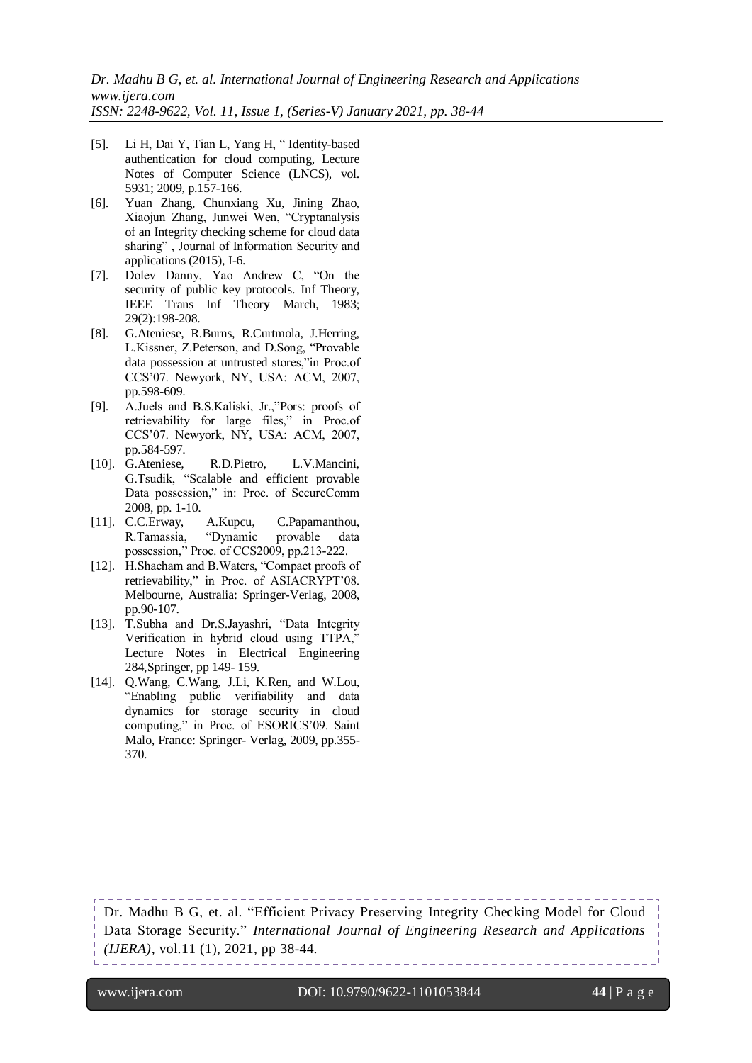[5]. Li H, Dai Y, Tian L, Yang H, " Identity-based authentication for cloud computing, Lecture Notes of Computer Science (LNCS), vol. 5931; 2009, p.157-166.

[6]. Yuan Zhang, Chunxiang Xu, Jining Zhao, Xiaojun Zhang, Junwei Wen, "Cryptanalysis of an Integrity checking scheme for cloud data sharing" , Journal of Information Security and applications (2015), I-6.

[7]. Dolev Danny, Yao Andrew C, "On the security of public key protocols. Inf Theory, IEEE Trans Inf Theory March, 1983; 29(2):198-208.

[8]. G.Ateniese, R.Burns, R.Curtmola, J.Herring, L.Kissner, Z.Peterson, and D.Song, "Provable data possession at untrusted stores,"in Proc.of CCS'07. Newyork, NY, USA: ACM, 2007, pp.598-609.

[9]. A.Juels and B.S.Kaliski, Jr.,"Pors: proofs of retrievability for large files," in Proc.of CCS'07. Newyork, NY, USA: ACM, 2007, pp.584-597.

[10]. G.Ateniese, R.D.Pietro, L.V.Mancini, G.Tsudik, "Scalable and efficient provable Data possession," in: Proc. of SecureComm 2008, pp. 1-10.

[11]. C.C.Erway, A.Kupcu, C.Papamanthou, R.Tamassia, "Dynamic provable data possession," Proc. of CCS2009, pp.213-222.

[12]. H.Shacham and B.Waters, "Compact proofs of retrievability," in Proc. of ASIACRYPT'08. Melbourne, Australia: Springer-Verlag, 2008, pp.90-107.

[13]. T.Subha and Dr.S.Jayashri, "Data Integrity Verification in hybrid cloud using TTPA," Lecture Notes in Electrical Engineering 284,Springer, pp 149- 159.

[14]. Q.Wang, C.Wang, J.Li, K.Ren, and W.Lou, "Enabling public verifiability and data dynamics for storage security in cloud computing," in Proc. of ESORICS'09. Saint Malo, France: Springer- Verlag, 2009, pp.355-370.

Dr. Madhu B G, et. al. "Efficient Privacy Preserving Integrity Checking Model for Cloud Data Storage Security." *International Journal of Engineering Research and Applications (IJERA)*, vol.11 (1), 2021, pp 38-44.